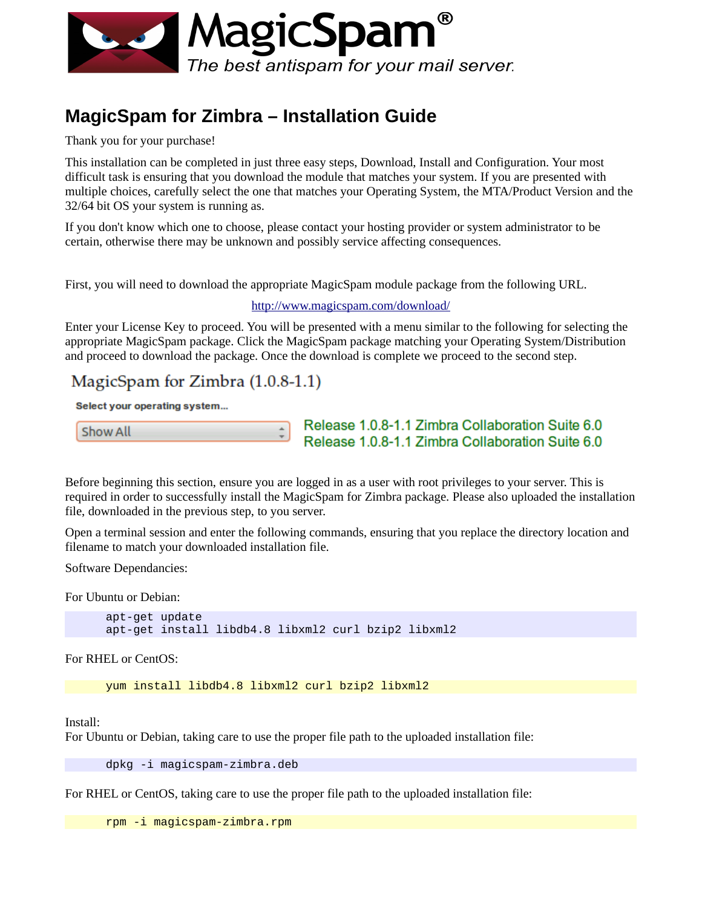# MagicSpam®

*The best antispam for your mail server.*

## MagicSpam for Zimbra – Installation Guide

Thank you for your purchase!

This installation can be completed in just three easy steps, Download, Install and Configuration. Your most difficult task is ensuring that you download the module that matches your system. If you are presented with multiple choices, carefully select the one that matches your Operating System, the MTA/Product Version and the 32/64 bit OS your system is running as.

If you don't know which one to choose, please contact your hosting provider or system administrator to be certain, otherwise there may be unknown and possibly service affecting consequences.

First, you will need to download the appropriate MagicSpam module package from the following URL.

http://www.magicspam.com/download/

Enter your License Key to proceed. You will be presented with a menu similar to the following for selecting the appropriate MagicSpam package. Click the MagicSpam package matching your Operating System/Distribution and proceed to download the package. Once the download is complete we proceed to the second step.

MagicSpam for Zimbra (1.0.8-1.1)

**Select your operating system...**

Show All

Release 1.0.8-1.1 Zimbra Collaboration Suite 6.0
Release 1.0.8-1.1 Zimbra Collaboration Suite 6.0

Before beginning this section, ensure you are logged in as a user with root privileges to your server. This is required in order to successfully install the MagicSpam for Zimbra package. Please also uploaded the installation file, downloaded in the previous step, to you server.

Open a terminal session and enter the following commands, ensuring that you replace the directory location and filename to match your downloaded installation file.

Software Dependancies:

For Ubuntu or Debian:

```
apt-get update
apt-get install libdb4.8 libxml2 curl bzip2 libxml2
```

For RHEL or CentOS:

```
yum install libdb4.8 libxml2 curl bzip2 libxml2
```

Install:
For Ubuntu or Debian, taking care to use the proper file path to the uploaded installation file:

```
dpkg -i magicspam-zimbra.deb
```

For RHEL or CentOS, taking care to use the proper file path to the uploaded installation file:

```
rpm -i magicspam-zimbra.rpm
```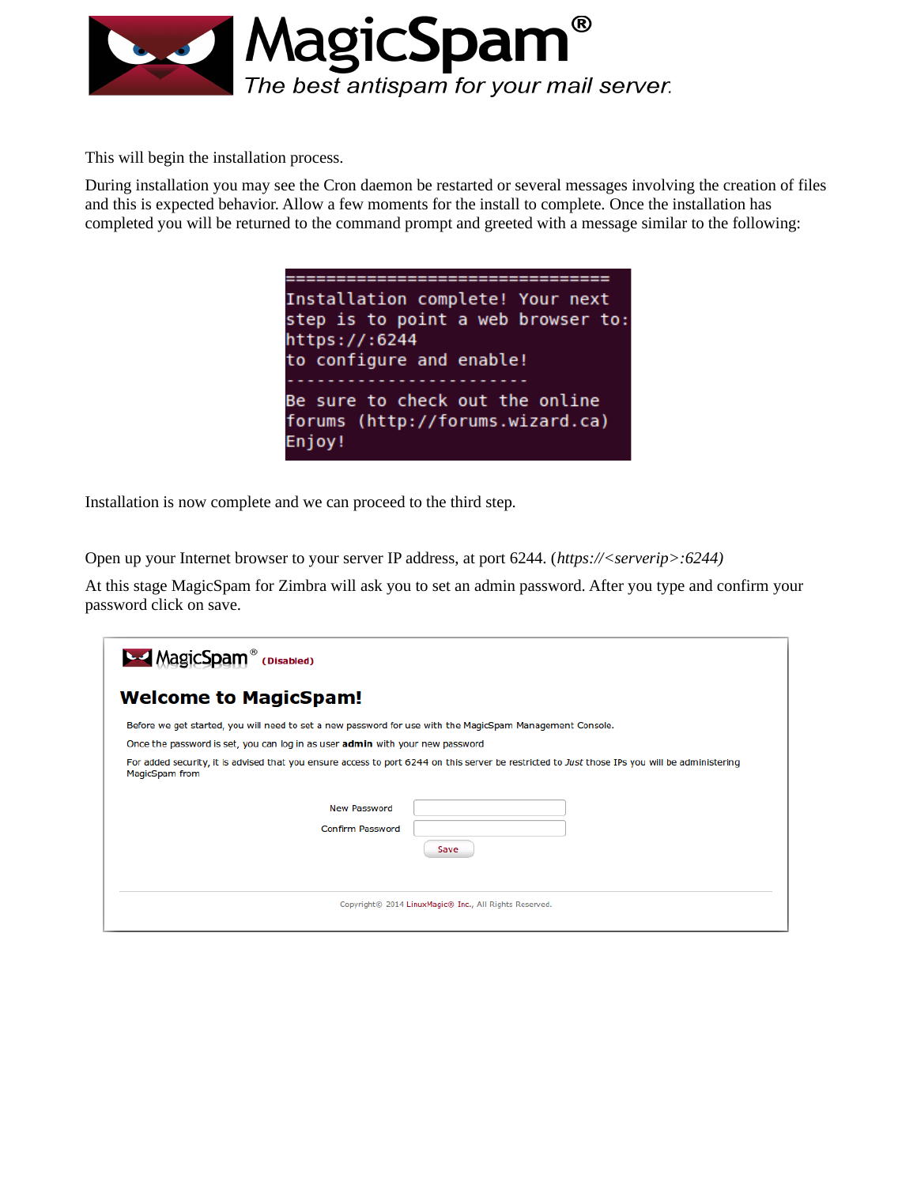This will begin the installation process.

During installation you may see the Cron daemon be restarted or several messages involving the creation of files and this is expected behavior. Allow a few moments for the install to complete. Once the installation has completed you will be returned to the command prompt and greeted with a message similar to the following:

```
================================
Installation complete! Your next
step is to point a web browser to:
https://:6244
to configure and enable!
-------------------------
Be sure to check out the online
forums (http://forums.wizard.ca)
Enjoy!
```

Installation is now complete and we can proceed to the third step.

Open up your Internet browser to your server IP address, at port 6244. (*https://<serverip>:6244)*

At this stage MagicSpam for Zimbra will ask you to set an admin password. After you type and confirm your password click on save.

MagicSpam® (Disabled)

**Welcome to MagicSpam!**

Before we get started, you will need to set a new password for use with the MagicSpam Management Console.

Once the password is set, you can log in as user **admin** with your new password

For added security, it is advised that you ensure access to port 6244 on this server be restricted to *Just* those IPs you will be administering MagicSpam from

New Password

Confirm Password

Save

Copyright© 2014 LinuxMagic® Inc., All Rights Reserved.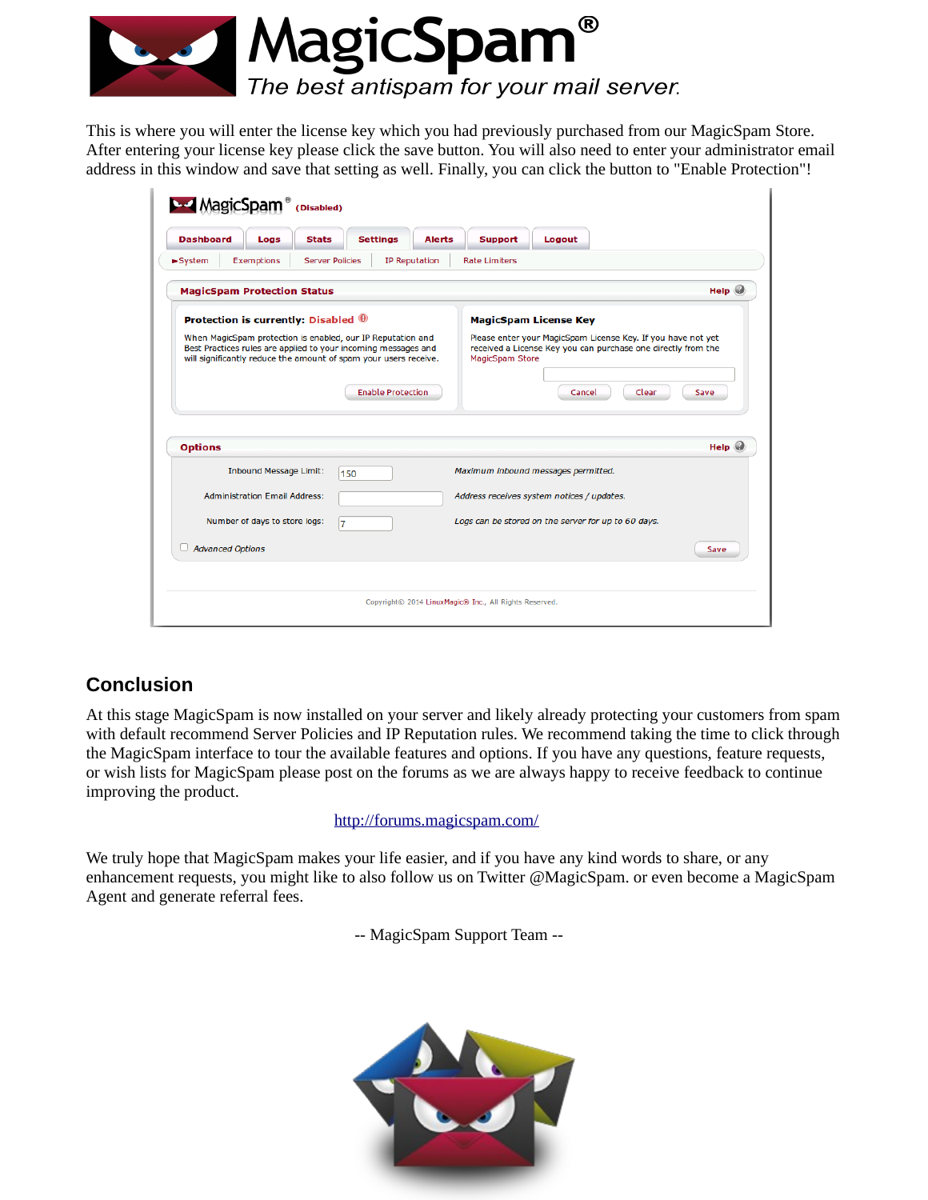MagicSpam®

*The best antispam for your mail server.*

This is where you will enter the license key which you had previously purchased from our MagicSpam Store. After entering your license key please click the save button. You will also need to enter your administrator email address in this window and save that setting as well. Finally, you can click the button to "Enable Protection"!

## Conclusion

At this stage MagicSpam is now installed on your server and likely already protecting your customers from spam with default recommend Server Policies and IP Reputation rules. We recommend taking the time to click through the MagicSpam interface to tour the available features and options. If you have any questions, feature requests, or wish lists for MagicSpam please post on the forums as we are always happy to receive feedback to continue improving the product.

http://forums.magicspam.com/

We truly hope that MagicSpam makes your life easier, and if you have any kind words to share, or any enhancement requests, you might like to also follow us on Twitter @MagicSpam. or even become a MagicSpam Agent and generate referral fees.

-- MagicSpam Support Team --